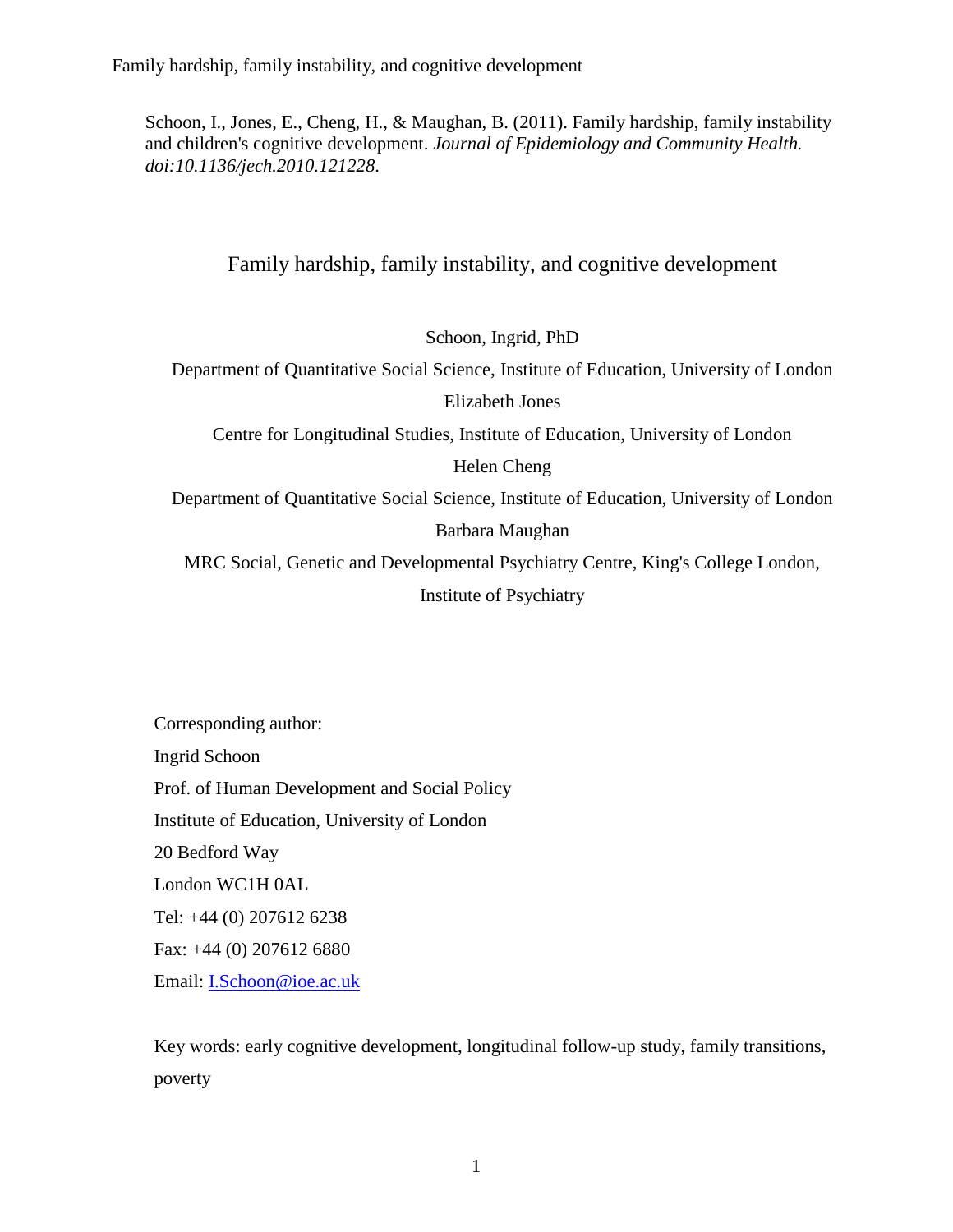Schoon, I., Jones, E., Cheng, H., & Maughan, B. (2011). Family hardship, family instability and children's cognitive development. *Journal of Epidemiology and Community Health. doi:10.1136/jech.2010.121228*.

# Family hardship, family instability, and cognitive development

Schoon, Ingrid, PhD

Department of Quantitative Social Science, Institute of Education, University of London

Elizabeth Jones

Centre for Longitudinal Studies, Institute of Education, University of London

Helen Cheng

Department of Quantitative Social Science, Institute of Education, University of London

Barbara Maughan

MRC Social, Genetic and Developmental Psychiatry Centre, King's College London, Institute of Psychiatry

Corresponding author:

Ingrid Schoon

Prof. of Human Development and Social Policy

Institute of Education, University of London

20 Bedford Way

London WC1H 0AL

Tel: +44 (0) 207612 6238

Fax: +44 (0) 207612 6880

Email: I.Schoon@ioe.ac.uk

Key words: early cognitive development, longitudinal follow-up study, family transitions, poverty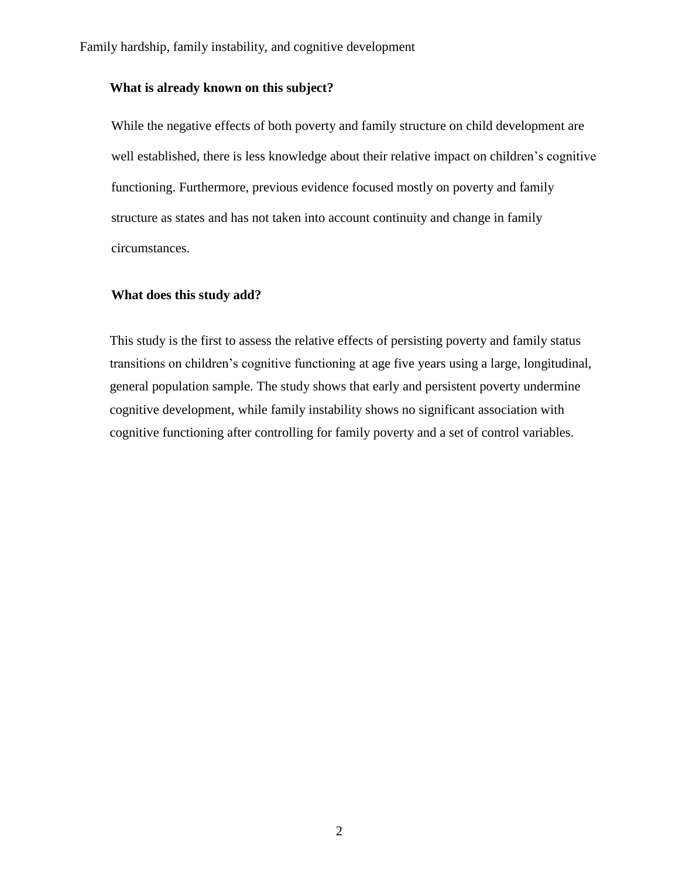**What is already known on this subject?**

While the negative effects of both poverty and family structure on child development are well established, there is less knowledge about their relative impact on children's cognitive functioning. Furthermore, previous evidence focused mostly on poverty and family structure as states and has not taken into account continuity and change in family circumstances.

**What does this study add?**

This study is the first to assess the relative effects of persisting poverty and family status transitions on children's cognitive functioning at age five years using a large, longitudinal, general population sample. The study shows that early and persistent poverty undermine cognitive development, while family instability shows no significant association with cognitive functioning after controlling for family poverty and a set of control variables.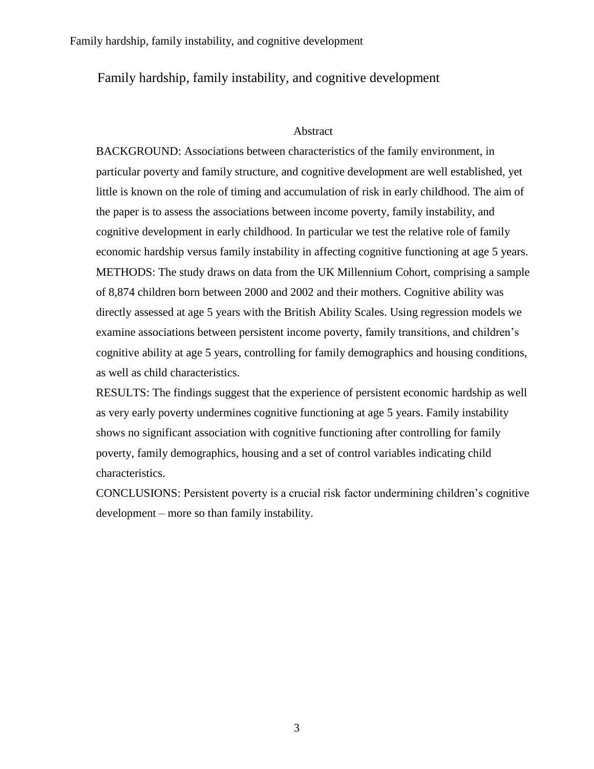# Family hardship, family instability, and cognitive development

## Abstract

BACKGROUND: Associations between characteristics of the family environment, in particular poverty and family structure, and cognitive development are well established, yet little is known on the role of timing and accumulation of risk in early childhood. The aim of the paper is to assess the associations between income poverty, family instability, and cognitive development in early childhood. In particular we test the relative role of family economic hardship versus family instability in affecting cognitive functioning at age 5 years.

METHODS: The study draws on data from the UK Millennium Cohort, comprising a sample of 8,874 children born between 2000 and 2002 and their mothers. Cognitive ability was directly assessed at age 5 years with the British Ability Scales. Using regression models we examine associations between persistent income poverty, family transitions, and children's cognitive ability at age 5 years, controlling for family demographics and housing conditions, as well as child characteristics.

RESULTS: The findings suggest that the experience of persistent economic hardship as well as very early poverty undermines cognitive functioning at age 5 years. Family instability shows no significant association with cognitive functioning after controlling for family poverty, family demographics, housing and a set of control variables indicating child characteristics.

CONCLUSIONS: Persistent poverty is a crucial risk factor undermining children's cognitive development – more so than family instability.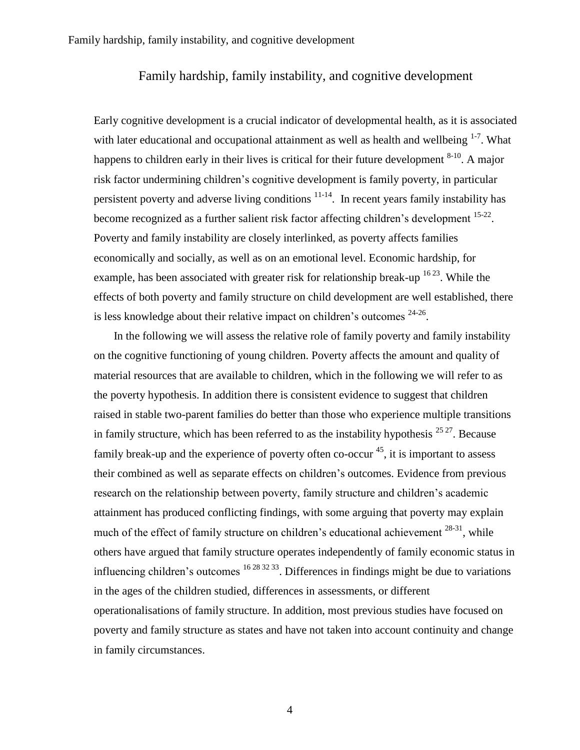# Family hardship, family instability, and cognitive development

Early cognitive development is a crucial indicator of developmental health, as it is associated with later educational and occupational attainment as well as health and wellbeing [1-7]. What happens to children early in their lives is critical for their future development [8-10]. A major risk factor undermining children's cognitive development is family poverty, in particular persistent poverty and adverse living conditions [11-14]. In recent years family instability has become recognized as a further salient risk factor affecting children's development [15-22]. Poverty and family instability are closely interlinked, as poverty affects families economically and socially, as well as on an emotional level. Economic hardship, for example, has been associated with greater risk for relationship break-up [16 23]. While the effects of both poverty and family structure on child development are well established, there is less knowledge about their relative impact on children's outcomes [24-26].

In the following we will assess the relative role of family poverty and family instability on the cognitive functioning of young children. Poverty affects the amount and quality of material resources that are available to children, which in the following we will refer to as the poverty hypothesis. In addition there is consistent evidence to suggest that children raised in stable two-parent families do better than those who experience multiple transitions in family structure, which has been referred to as the instability hypothesis [25 27]. Because family break-up and the experience of poverty often co-occur [45], it is important to assess their combined as well as separate effects on children's outcomes. Evidence from previous research on the relationship between poverty, family structure and children's academic attainment has produced conflicting findings, with some arguing that poverty may explain much of the effect of family structure on children's educational achievement [28-31], while others have argued that family structure operates independently of family economic status in influencing children's outcomes [16 28 32 33]. Differences in findings might be due to variations in the ages of the children studied, differences in assessments, or different operationalisations of family structure. In addition, most previous studies have focused on poverty and family structure as states and have not taken into account continuity and change in family circumstances.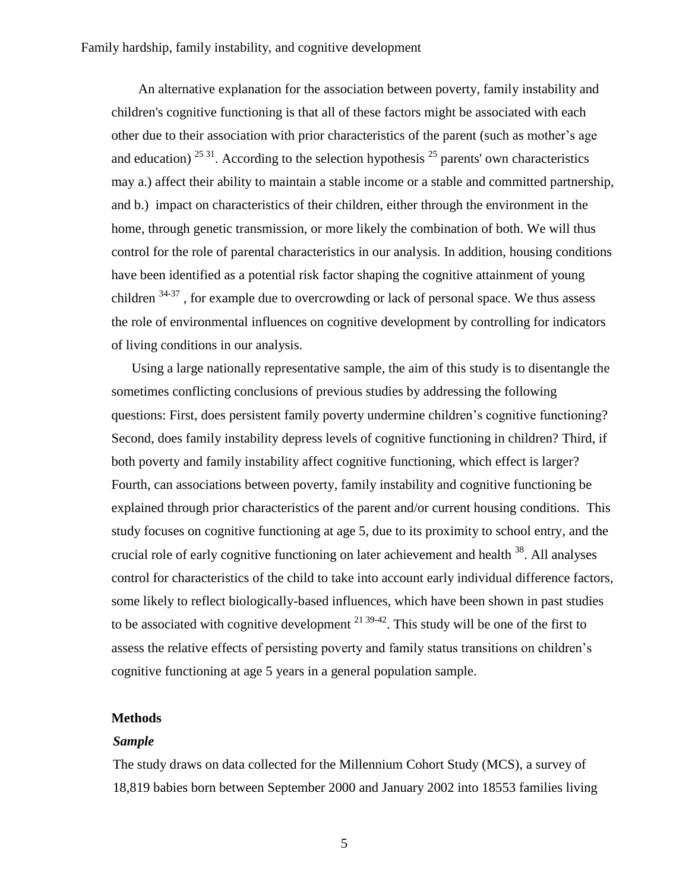An alternative explanation for the association between poverty, family instability and children's cognitive functioning is that all of these factors might be associated with each other due to their association with prior characteristics of the parent (such as mother's age and education) [25 31]. According to the selection hypothesis [25] parents' own characteristics may a.) affect their ability to maintain a stable income or a stable and committed partnership, and b.) impact on characteristics of their children, either through the environment in the home, through genetic transmission, or more likely the combination of both. We will thus control for the role of parental characteristics in our analysis. In addition, housing conditions have been identified as a potential risk factor shaping the cognitive attainment of young children [34-37], for example due to overcrowding or lack of personal space. We thus assess the role of environmental influences on cognitive development by controlling for indicators of living conditions in our analysis.

Using a large nationally representative sample, the aim of this study is to disentangle the sometimes conflicting conclusions of previous studies by addressing the following questions: First, does persistent family poverty undermine children's cognitive functioning? Second, does family instability depress levels of cognitive functioning in children? Third, if both poverty and family instability affect cognitive functioning, which effect is larger? Fourth, can associations between poverty, family instability and cognitive functioning be explained through prior characteristics of the parent and/or current housing conditions. This study focuses on cognitive functioning at age 5, due to its proximity to school entry, and the crucial role of early cognitive functioning on later achievement and health [38]. All analyses control for characteristics of the child to take into account early individual difference factors, some likely to reflect biologically-based influences, which have been shown in past studies to be associated with cognitive development [21 39-42]. This study will be one of the first to assess the relative effects of persisting poverty and family status transitions on children's cognitive functioning at age 5 years in a general population sample.

## Methods

### *Sample*

The study draws on data collected for the Millennium Cohort Study (MCS), a survey of 18,819 babies born between September 2000 and January 2002 into 18553 families living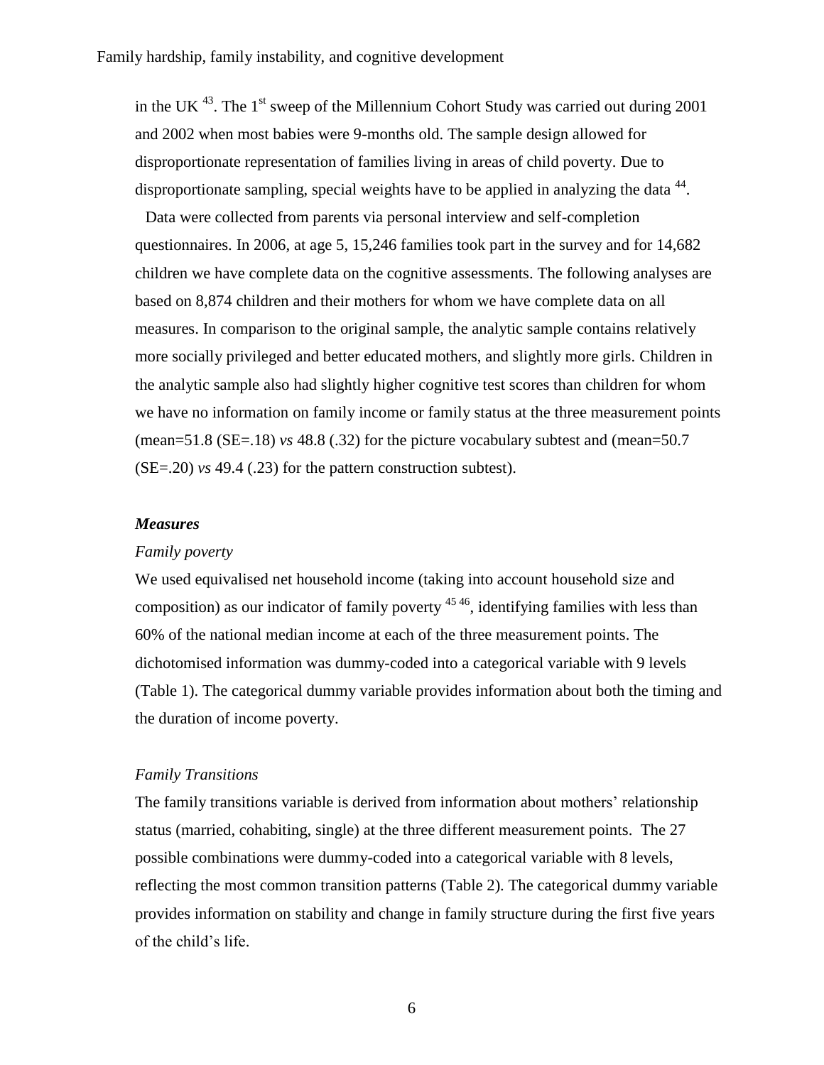in the UK [43]. The 1st sweep of the Millennium Cohort Study was carried out during 2001 and 2002 when most babies were 9-months old. The sample design allowed for disproportionate representation of families living in areas of child poverty. Due to disproportionate sampling, special weights have to be applied in analyzing the data [44].

Data were collected from parents via personal interview and self-completion questionnaires. In 2006, at age 5, 15,246 families took part in the survey and for 14,682 children we have complete data on the cognitive assessments. The following analyses are based on 8,874 children and their mothers for whom we have complete data on all measures. In comparison to the original sample, the analytic sample contains relatively more socially privileged and better educated mothers, and slightly more girls. Children in the analytic sample also had slightly higher cognitive test scores than children for whom we have no information on family income or family status at the three measurement points (mean=51.8 (SE=.18) *vs* 48.8 (.32) for the picture vocabulary subtest and (mean=50.7 (SE=.20) *vs* 49.4 (.23) for the pattern construction subtest).

### ***Measures***

*Family poverty*

We used equivalised net household income (taking into account household size and composition) as our indicator of family poverty [45 46], identifying families with less than 60% of the national median income at each of the three measurement points. The dichotomised information was dummy-coded into a categorical variable with 9 levels (Table 1). The categorical dummy variable provides information about both the timing and the duration of income poverty.

*Family Transitions*

The family transitions variable is derived from information about mothers' relationship status (married, cohabiting, single) at the three different measurement points. The 27 possible combinations were dummy-coded into a categorical variable with 8 levels, reflecting the most common transition patterns (Table 2). The categorical dummy variable provides information on stability and change in family structure during the first five years of the child's life.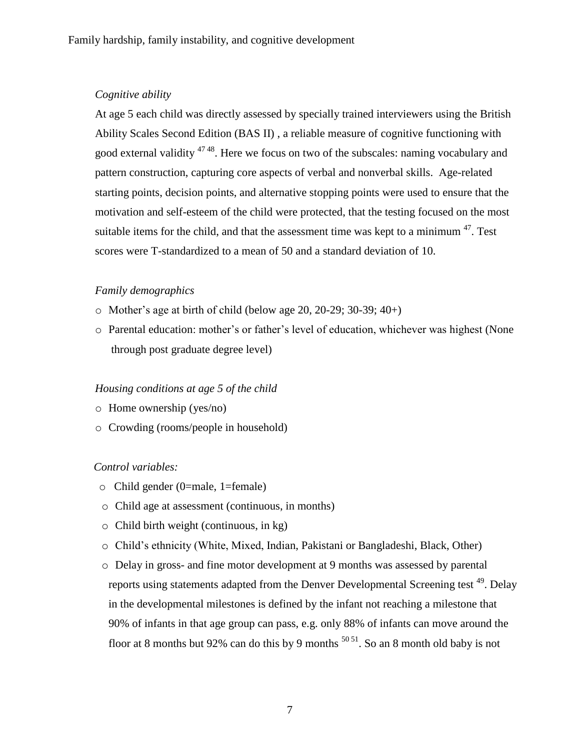*Cognitive ability*

At age 5 each child was directly assessed by specially trained interviewers using the British Ability Scales Second Edition (BAS II) , a reliable measure of cognitive functioning with good external validity [47 48]. Here we focus on two of the subscales: naming vocabulary and pattern construction, capturing core aspects of verbal and nonverbal skills. Age-related starting points, decision points, and alternative stopping points were used to ensure that the motivation and self-esteem of the child were protected, that the testing focused on the most suitable items for the child, and that the assessment time was kept to a minimum [47]. Test scores were T-standardized to a mean of 50 and a standard deviation of 10.

*Family demographics*

- Mother's age at birth of child (below age 20, 20-29; 30-39; 40+)
- Parental education: mother's or father's level of education, whichever was highest (None through post graduate degree level)

*Housing conditions at age 5 of the child*

- Home ownership (yes/no)
- Crowding (rooms/people in household)

*Control variables:*

- Child gender (0=male, 1=female)
- Child age at assessment (continuous, in months)
- Child birth weight (continuous, in kg)
- Child's ethnicity (White, Mixed, Indian, Pakistani or Bangladeshi, Black, Other)
- Delay in gross- and fine motor development at 9 months was assessed by parental reports using statements adapted from the Denver Developmental Screening test [49]. Delay in the developmental milestones is defined by the infant not reaching a milestone that 90% of infants in that age group can pass, e.g. only 88% of infants can move around the floor at 8 months but 92% can do this by 9 months [50 51]. So an 8 month old baby is not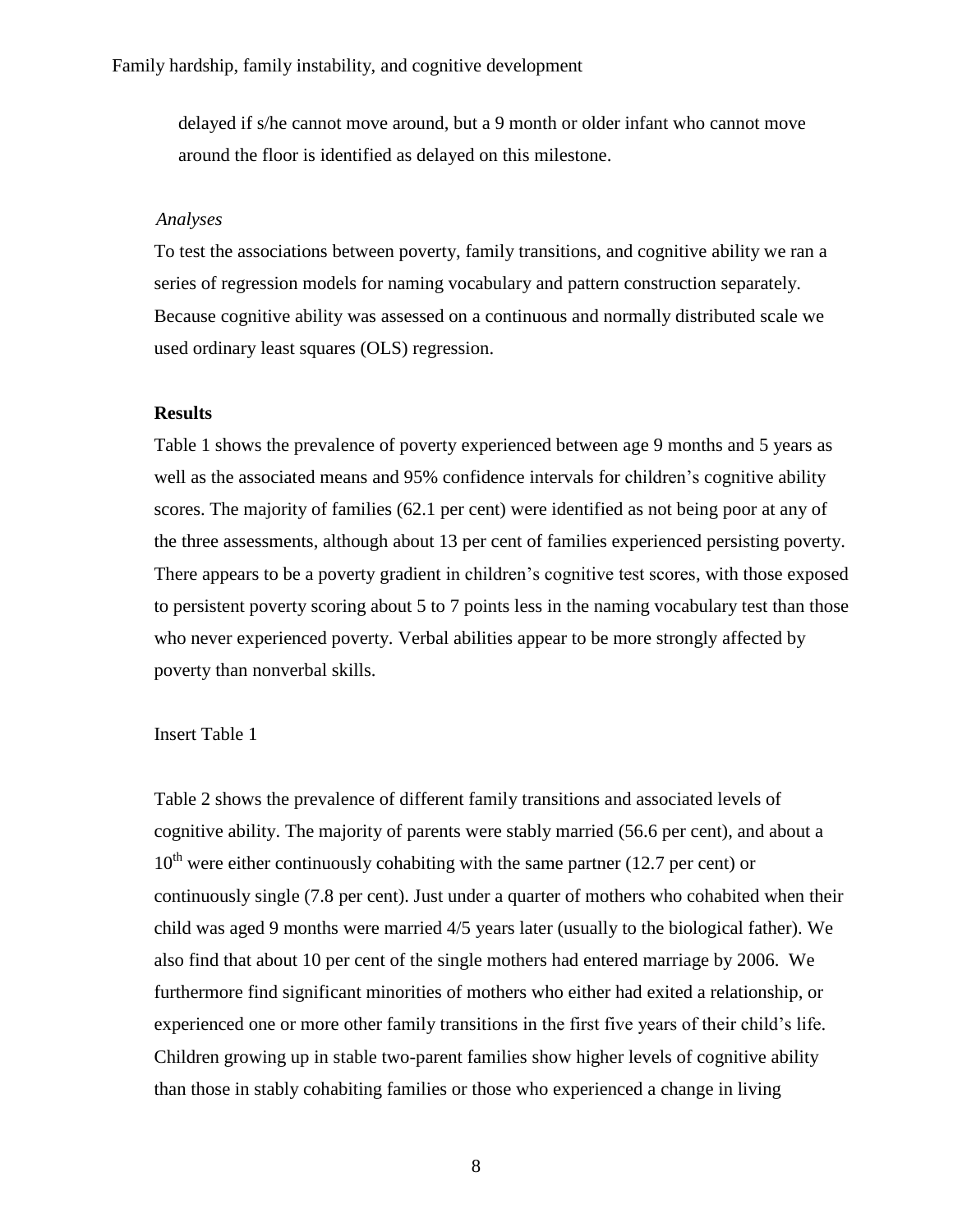delayed if s/he cannot move around, but a 9 month or older infant who cannot move around the floor is identified as delayed on this milestone.

*Analyses*

To test the associations between poverty, family transitions, and cognitive ability we ran a series of regression models for naming vocabulary and pattern construction separately. Because cognitive ability was assessed on a continuous and normally distributed scale we used ordinary least squares (OLS) regression.

**Results**

Table 1 shows the prevalence of poverty experienced between age 9 months and 5 years as well as the associated means and 95% confidence intervals for children's cognitive ability scores. The majority of families (62.1 per cent) were identified as not being poor at any of the three assessments, although about 13 per cent of families experienced persisting poverty. There appears to be a poverty gradient in children's cognitive test scores, with those exposed to persistent poverty scoring about 5 to 7 points less in the naming vocabulary test than those who never experienced poverty. Verbal abilities appear to be more strongly affected by poverty than nonverbal skills.

Insert Table 1

Table 2 shows the prevalence of different family transitions and associated levels of cognitive ability. The majority of parents were stably married (56.6 per cent), and about a 10th were either continuously cohabiting with the same partner (12.7 per cent) or continuously single (7.8 per cent). Just under a quarter of mothers who cohabited when their child was aged 9 months were married 4/5 years later (usually to the biological father). We also find that about 10 per cent of the single mothers had entered marriage by 2006. We furthermore find significant minorities of mothers who either had exited a relationship, or experienced one or more other family transitions in the first five years of their child's life. Children growing up in stable two-parent families show higher levels of cognitive ability than those in stably cohabiting families or those who experienced a change in living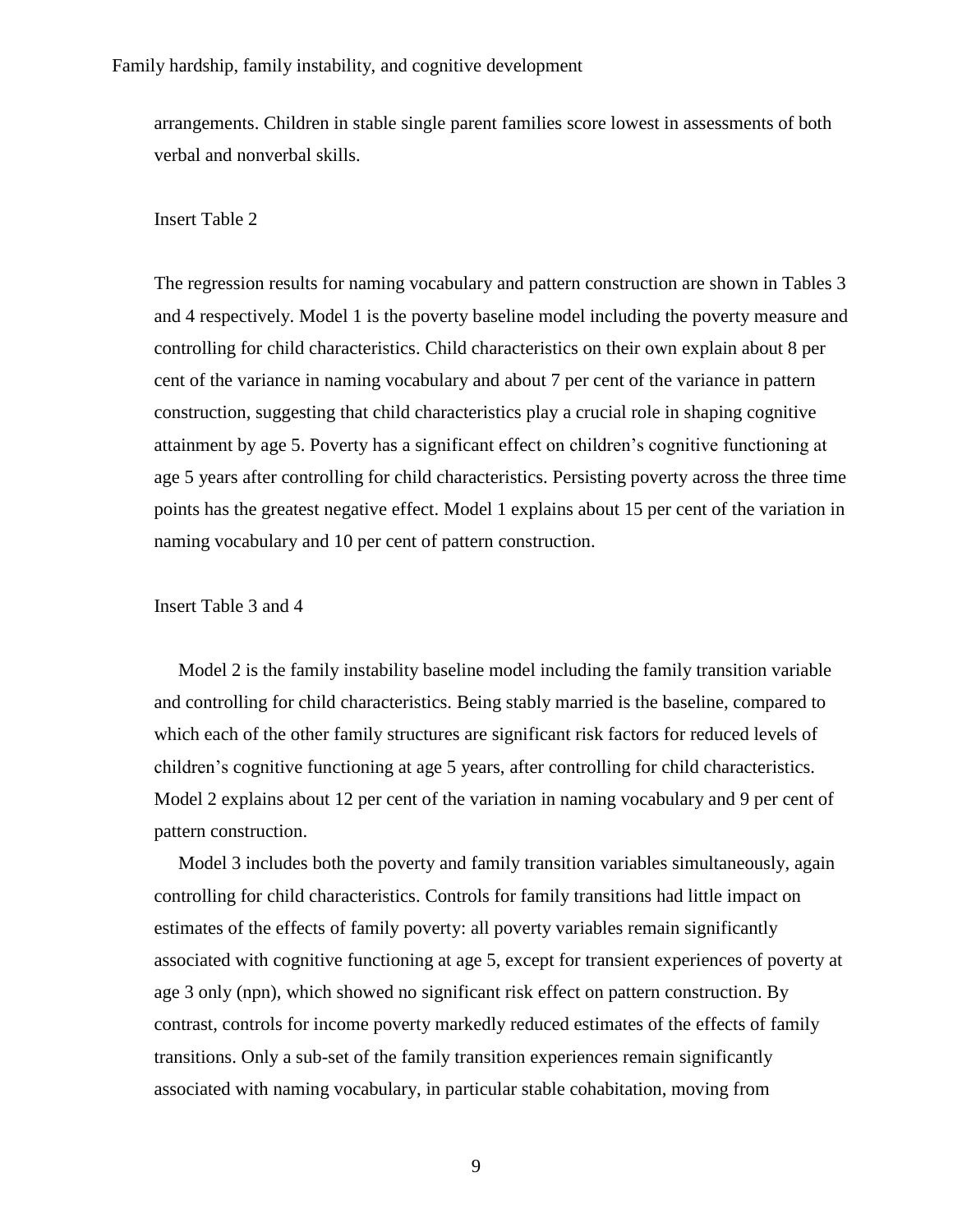arrangements. Children in stable single parent families score lowest in assessments of both verbal and nonverbal skills.

Insert Table 2

The regression results for naming vocabulary and pattern construction are shown in Tables 3 and 4 respectively. Model 1 is the poverty baseline model including the poverty measure and controlling for child characteristics. Child characteristics on their own explain about 8 per cent of the variance in naming vocabulary and about 7 per cent of the variance in pattern construction, suggesting that child characteristics play a crucial role in shaping cognitive attainment by age 5. Poverty has a significant effect on children's cognitive functioning at age 5 years after controlling for child characteristics. Persisting poverty across the three time points has the greatest negative effect. Model 1 explains about 15 per cent of the variation in naming vocabulary and 10 per cent of pattern construction.

Insert Table 3 and 4

Model 2 is the family instability baseline model including the family transition variable and controlling for child characteristics. Being stably married is the baseline, compared to which each of the other family structures are significant risk factors for reduced levels of children's cognitive functioning at age 5 years, after controlling for child characteristics. Model 2 explains about 12 per cent of the variation in naming vocabulary and 9 per cent of pattern construction.

Model 3 includes both the poverty and family transition variables simultaneously, again controlling for child characteristics. Controls for family transitions had little impact on estimates of the effects of family poverty: all poverty variables remain significantly associated with cognitive functioning at age 5, except for transient experiences of poverty at age 3 only (npn), which showed no significant risk effect on pattern construction. By contrast, controls for income poverty markedly reduced estimates of the effects of family transitions. Only a sub-set of the family transition experiences remain significantly associated with naming vocabulary, in particular stable cohabitation, moving from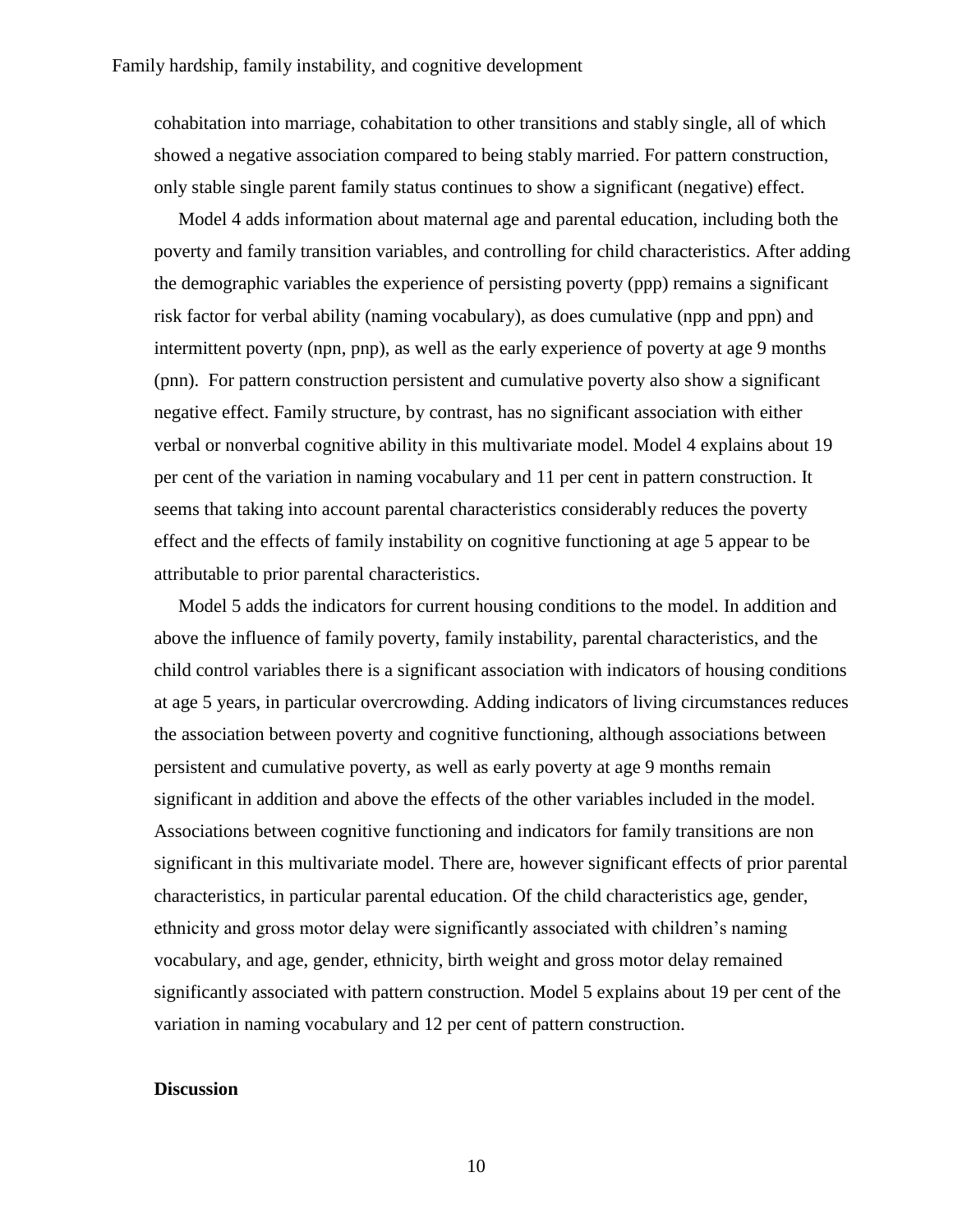cohabitation into marriage, cohabitation to other transitions and stably single, all of which showed a negative association compared to being stably married. For pattern construction, only stable single parent family status continues to show a significant (negative) effect.

Model 4 adds information about maternal age and parental education, including both the poverty and family transition variables, and controlling for child characteristics. After adding the demographic variables the experience of persisting poverty (ppp) remains a significant risk factor for verbal ability (naming vocabulary), as does cumulative (npp and ppn) and intermittent poverty (npn, pnp), as well as the early experience of poverty at age 9 months (pnn). For pattern construction persistent and cumulative poverty also show a significant negative effect. Family structure, by contrast, has no significant association with either verbal or nonverbal cognitive ability in this multivariate model. Model 4 explains about 19 per cent of the variation in naming vocabulary and 11 per cent in pattern construction. It seems that taking into account parental characteristics considerably reduces the poverty effect and the effects of family instability on cognitive functioning at age 5 appear to be attributable to prior parental characteristics.

Model 5 adds the indicators for current housing conditions to the model. In addition and above the influence of family poverty, family instability, parental characteristics, and the child control variables there is a significant association with indicators of housing conditions at age 5 years, in particular overcrowding. Adding indicators of living circumstances reduces the association between poverty and cognitive functioning, although associations between persistent and cumulative poverty, as well as early poverty at age 9 months remain significant in addition and above the effects of the other variables included in the model. Associations between cognitive functioning and indicators for family transitions are non significant in this multivariate model. There are, however significant effects of prior parental characteristics, in particular parental education. Of the child characteristics age, gender, ethnicity and gross motor delay were significantly associated with children's naming vocabulary, and age, gender, ethnicity, birth weight and gross motor delay remained significantly associated with pattern construction. Model 5 explains about 19 per cent of the variation in naming vocabulary and 12 per cent of pattern construction.

## Discussion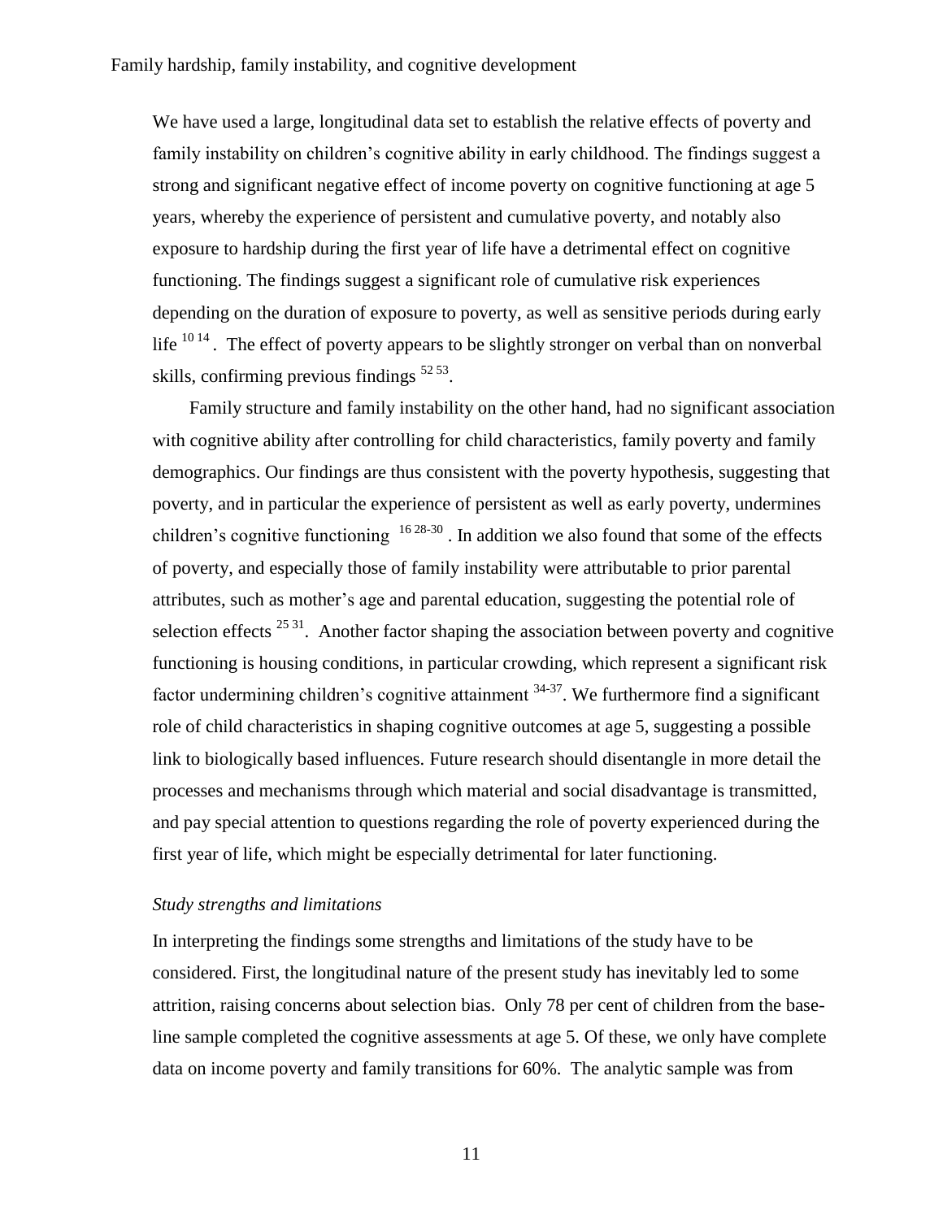We have used a large, longitudinal data set to establish the relative effects of poverty and family instability on children's cognitive ability in early childhood. The findings suggest a strong and significant negative effect of income poverty on cognitive functioning at age 5 years, whereby the experience of persistent and cumulative poverty, and notably also exposure to hardship during the first year of life have a detrimental effect on cognitive functioning. The findings suggest a significant role of cumulative risk experiences depending on the duration of exposure to poverty, as well as sensitive periods during early life [10 14]. The effect of poverty appears to be slightly stronger on verbal than on nonverbal skills, confirming previous findings [52 53].

Family structure and family instability on the other hand, had no significant association with cognitive ability after controlling for child characteristics, family poverty and family demographics. Our findings are thus consistent with the poverty hypothesis, suggesting that poverty, and in particular the experience of persistent as well as early poverty, undermines children's cognitive functioning [16 28-30]. In addition we also found that some of the effects of poverty, and especially those of family instability were attributable to prior parental attributes, such as mother's age and parental education, suggesting the potential role of selection effects [25 31]. Another factor shaping the association between poverty and cognitive functioning is housing conditions, in particular crowding, which represent a significant risk factor undermining children's cognitive attainment [34-37]. We furthermore find a significant role of child characteristics in shaping cognitive outcomes at age 5, suggesting a possible link to biologically based influences. Future research should disentangle in more detail the processes and mechanisms through which material and social disadvantage is transmitted, and pay special attention to questions regarding the role of poverty experienced during the first year of life, which might be especially detrimental for later functioning.

*Study strengths and limitations*

In interpreting the findings some strengths and limitations of the study have to be considered. First, the longitudinal nature of the present study has inevitably led to some attrition, raising concerns about selection bias. Only 78 per cent of children from the base-line sample completed the cognitive assessments at age 5. Of these, we only have complete data on income poverty and family transitions for 60%. The analytic sample was from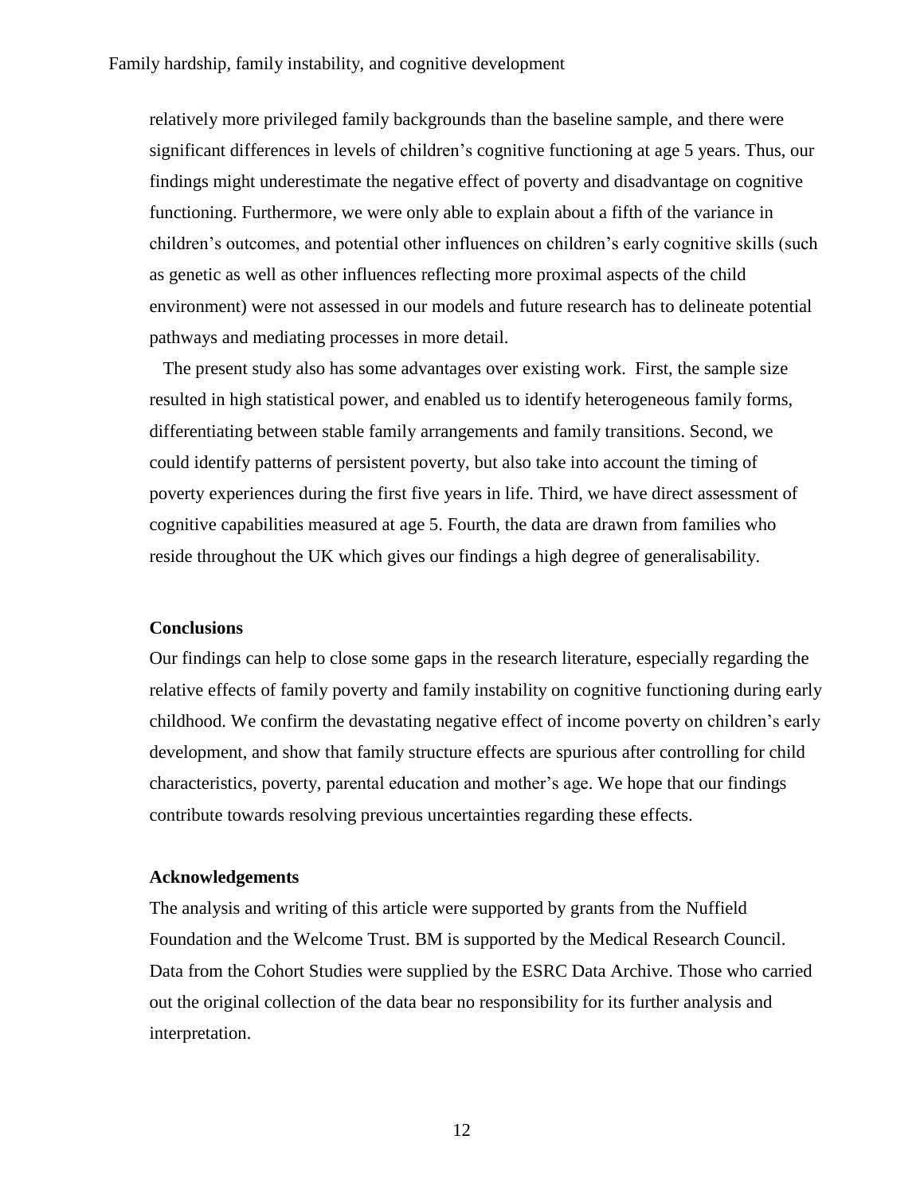relatively more privileged family backgrounds than the baseline sample, and there were significant differences in levels of children's cognitive functioning at age 5 years. Thus, our findings might underestimate the negative effect of poverty and disadvantage on cognitive functioning. Furthermore, we were only able to explain about a fifth of the variance in children's outcomes, and potential other influences on children's early cognitive skills (such as genetic as well as other influences reflecting more proximal aspects of the child environment) were not assessed in our models and future research has to delineate potential pathways and mediating processes in more detail.

The present study also has some advantages over existing work. First, the sample size resulted in high statistical power, and enabled us to identify heterogeneous family forms, differentiating between stable family arrangements and family transitions. Second, we could identify patterns of persistent poverty, but also take into account the timing of poverty experiences during the first five years in life. Third, we have direct assessment of cognitive capabilities measured at age 5. Fourth, the data are drawn from families who reside throughout the UK which gives our findings a high degree of generalisability.

### Conclusions

Our findings can help to close some gaps in the research literature, especially regarding the relative effects of family poverty and family instability on cognitive functioning during early childhood. We confirm the devastating negative effect of income poverty on children's early development, and show that family structure effects are spurious after controlling for child characteristics, poverty, parental education and mother's age. We hope that our findings contribute towards resolving previous uncertainties regarding these effects.

### Acknowledgements

The analysis and writing of this article were supported by grants from the Nuffield Foundation and the Welcome Trust. BM is supported by the Medical Research Council. Data from the Cohort Studies were supplied by the ESRC Data Archive. Those who carried out the original collection of the data bear no responsibility for its further analysis and interpretation.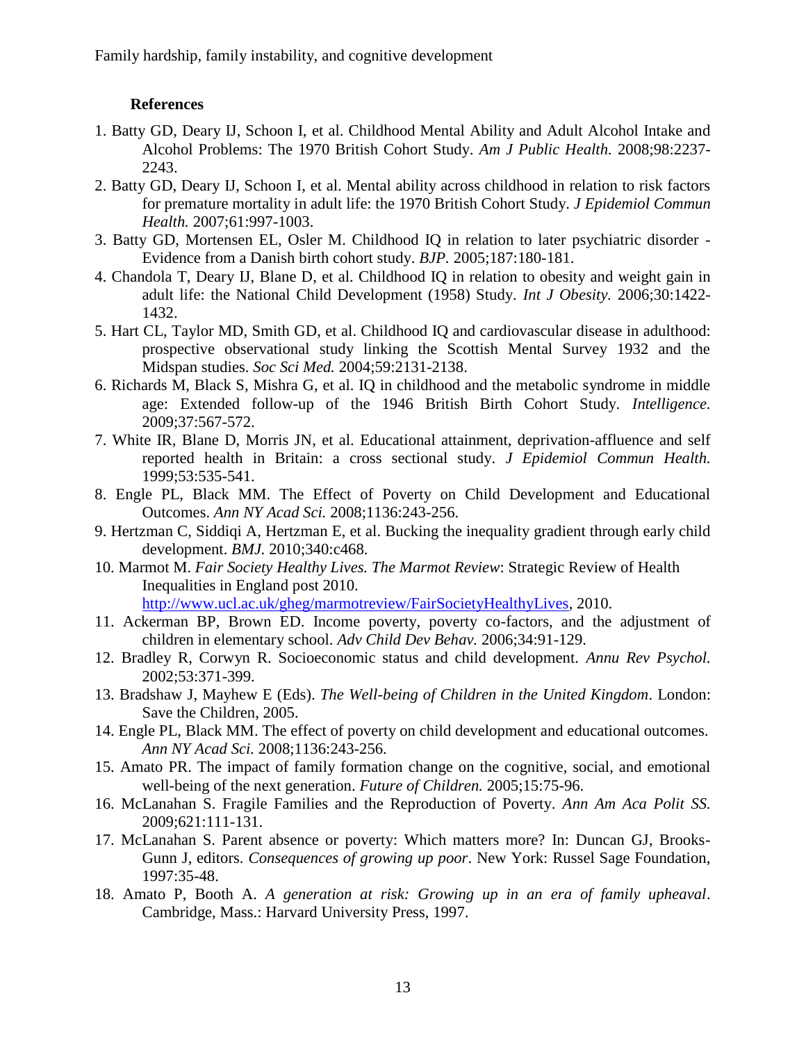## References

1. Batty GD, Deary IJ, Schoon I, et al. Childhood Mental Ability and Adult Alcohol Intake and Alcohol Problems: The 1970 British Cohort Study. *Am J Public Health.* 2008;98:2237-2243.
2. Batty GD, Deary IJ, Schoon I, et al. Mental ability across childhood in relation to risk factors for premature mortality in adult life: the 1970 British Cohort Study. *J Epidemiol Commun Health.* 2007;61:997-1003.
3. Batty GD, Mortensen EL, Osler M. Childhood IQ in relation to later psychiatric disorder - Evidence from a Danish birth cohort study. *BJP.* 2005;187:180-181.
4. Chandola T, Deary IJ, Blane D, et al. Childhood IQ in relation to obesity and weight gain in adult life: the National Child Development (1958) Study. *Int J Obesity.* 2006;30:1422-1432.
5. Hart CL, Taylor MD, Smith GD, et al. Childhood IQ and cardiovascular disease in adulthood: prospective observational study linking the Scottish Mental Survey 1932 and the Midspan studies. *Soc Sci Med.* 2004;59:2131-2138.
6. Richards M, Black S, Mishra G, et al. IQ in childhood and the metabolic syndrome in middle age: Extended follow-up of the 1946 British Birth Cohort Study. *Intelligence.* 2009;37:567-572.
7. White IR, Blane D, Morris JN, et al. Educational attainment, deprivation-affluence and self reported health in Britain: a cross sectional study. *J Epidemiol Commun Health.* 1999;53:535-541.
8. Engle PL, Black MM. The Effect of Poverty on Child Development and Educational Outcomes. *Ann NY Acad Sci.* 2008;1136:243-256.
9. Hertzman C, Siddiqi A, Hertzman E, et al. Bucking the inequality gradient through early child development. *BMJ.* 2010;340:c468.
10. Marmot M. *Fair Society Healthy Lives. The Marmot Review*: Strategic Review of Health Inequalities in England post 2010. http://www.ucl.ac.uk/gheg/marmotreview/FairSocietyHealthyLives, 2010.
11. Ackerman BP, Brown ED. Income poverty, poverty co-factors, and the adjustment of children in elementary school. *Adv Child Dev Behav.* 2006;34:91-129.
12. Bradley R, Corwyn R. Socioeconomic status and child development. *Annu Rev Psychol.* 2002;53:371-399.
13. Bradshaw J, Mayhew E (Eds). *The Well-being of Children in the United Kingdom*. London: Save the Children, 2005.
14. Engle PL, Black MM. The effect of poverty on child development and educational outcomes. *Ann NY Acad Sci.* 2008;1136:243-256.
15. Amato PR. The impact of family formation change on the cognitive, social, and emotional well-being of the next generation. *Future of Children.* 2005;15:75-96.
16. McLanahan S. Fragile Families and the Reproduction of Poverty. *Ann Am Aca Polit SS.* 2009;621:111-131.
17. McLanahan S. Parent absence or poverty: Which matters more? In: Duncan GJ, Brooks-Gunn J, editors. *Consequences of growing up poor*. New York: Russel Sage Foundation, 1997:35-48.
18. Amato P, Booth A. *A generation at risk: Growing up in an era of family upheaval*. Cambridge, Mass.: Harvard University Press, 1997.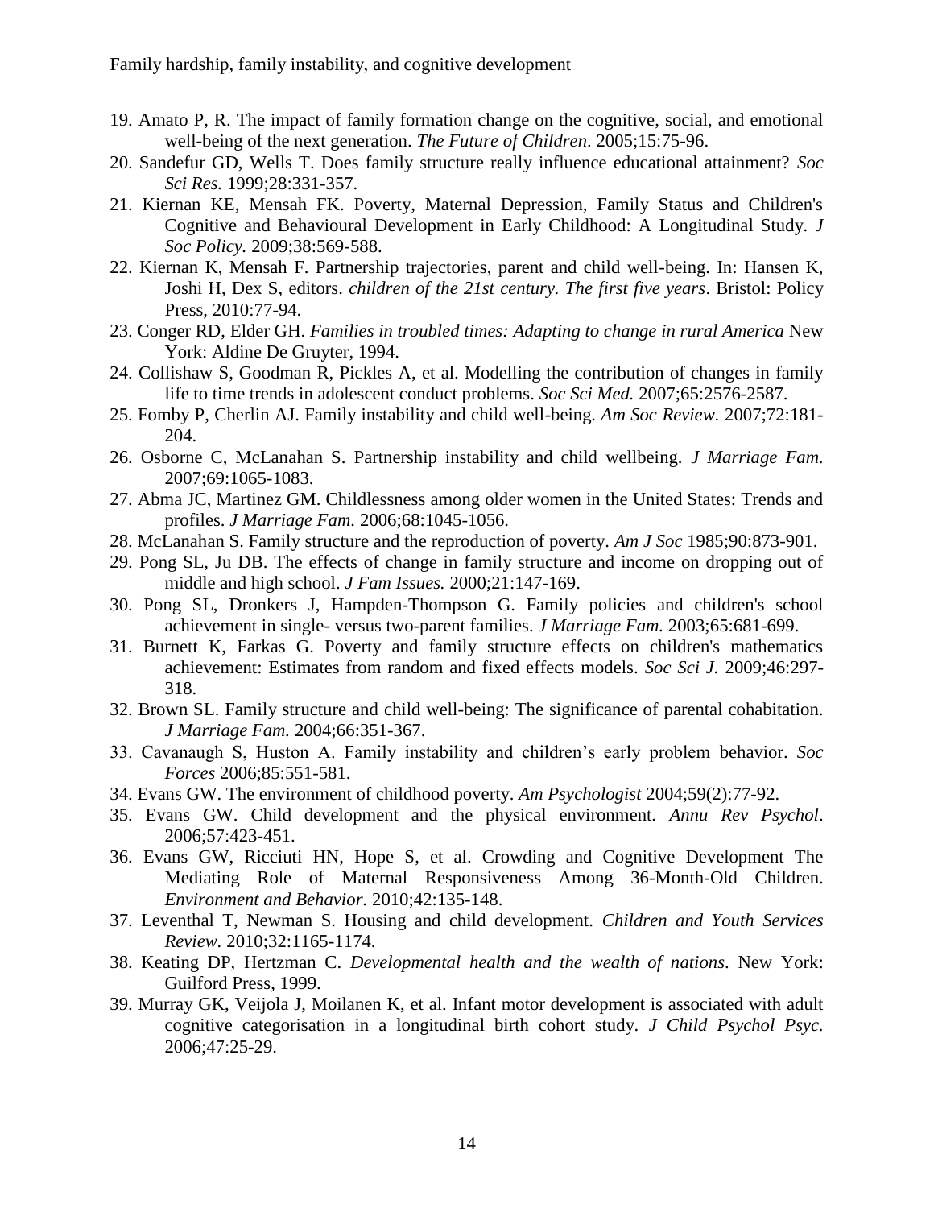19. Amato P, R. The impact of family formation change on the cognitive, social, and emotional well-being of the next generation. *The Future of Children*. 2005;15:75-96.
20. Sandefur GD, Wells T. Does family structure really influence educational attainment? *Soc Sci Res.* 1999;28:331-357.
21. Kiernan KE, Mensah FK. Poverty, Maternal Depression, Family Status and Children's Cognitive and Behavioural Development in Early Childhood: A Longitudinal Study. *J Soc Policy.* 2009;38:569-588.
22. Kiernan K, Mensah F. Partnership trajectories, parent and child well-being. In: Hansen K, Joshi H, Dex S, editors. *children of the 21st century. The first five years*. Bristol: Policy Press, 2010:77-94.
23. Conger RD, Elder GH. *Families in troubled times: Adapting to change in rural America* New York: Aldine De Gruyter, 1994.
24. Collishaw S, Goodman R, Pickles A, et al. Modelling the contribution of changes in family life to time trends in adolescent conduct problems. *Soc Sci Med.* 2007;65:2576-2587.
25. Fomby P, Cherlin AJ. Family instability and child well-being. *Am Soc Review.* 2007;72:181-204.
26. Osborne C, McLanahan S. Partnership instability and child wellbeing. *J Marriage Fam.* 2007;69:1065-1083.
27. Abma JC, Martinez GM. Childlessness among older women in the United States: Trends and profiles. *J Marriage Fam*. 2006;68:1045-1056.
28. McLanahan S. Family structure and the reproduction of poverty. *Am J Soc* 1985;90:873-901.
29. Pong SL, Ju DB. The effects of change in family structure and income on dropping out of middle and high school. *J Fam Issues.* 2000;21:147-169.
30. Pong SL, Dronkers J, Hampden-Thompson G. Family policies and children's school achievement in single- versus two-parent families. *J Marriage Fam.* 2003;65:681-699.
31. Burnett K, Farkas G. Poverty and family structure effects on children's mathematics achievement: Estimates from random and fixed effects models. *Soc Sci J.* 2009;46:297-318.
32. Brown SL. Family structure and child well-being: The significance of parental cohabitation. *J Marriage Fam.* 2004;66:351-367.
33. Cavanaugh S, Huston A. Family instability and children's early problem behavior. *Soc Forces* 2006;85:551-581.
34. Evans GW. The environment of childhood poverty. *Am Psychologist* 2004;59(2):77-92.
35. Evans GW. Child development and the physical environment. *Annu Rev Psychol*. 2006;57:423-451.
36. Evans GW, Ricciuti HN, Hope S, et al. Crowding and Cognitive Development The Mediating Role of Maternal Responsiveness Among 36-Month-Old Children. *Environment and Behavior.* 2010;42:135-148.
37. Leventhal T, Newman S. Housing and child development. *Children and Youth Services Review.* 2010;32:1165-1174.
38. Keating DP, Hertzman C. *Developmental health and the wealth of nations*. New York: Guilford Press, 1999.
39. Murray GK, Veijola J, Moilanen K, et al. Infant motor development is associated with adult cognitive categorisation in a longitudinal birth cohort study. *J Child Psychol Psyc.* 2006;47:25-29.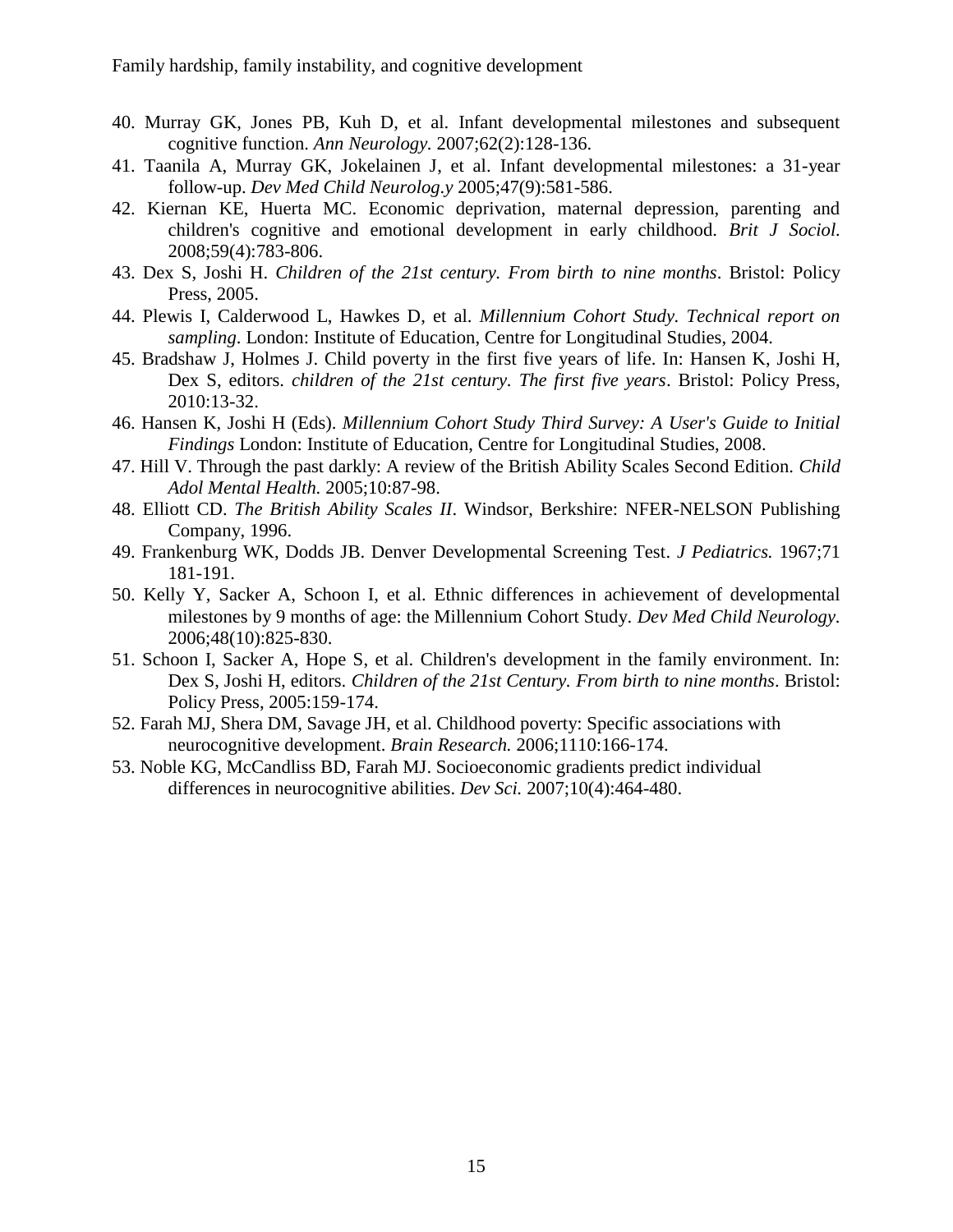40. Murray GK, Jones PB, Kuh D, et al. Infant developmental milestones and subsequent cognitive function. *Ann Neurology.* 2007;62(2):128-136.
41. Taanila A, Murray GK, Jokelainen J, et al. Infant developmental milestones: a 31-year follow-up. *Dev Med Child Neurolog.y* 2005;47(9):581-586.
42. Kiernan KE, Huerta MC. Economic deprivation, maternal depression, parenting and children's cognitive and emotional development in early childhood. *Brit J Sociol.* 2008;59(4):783-806.
43. Dex S, Joshi H. *Children of the 21st century. From birth to nine months*. Bristol: Policy Press, 2005.
44. Plewis I, Calderwood L, Hawkes D, et al. *Millennium Cohort Study. Technical report on sampling*. London: Institute of Education, Centre for Longitudinal Studies, 2004.
45. Bradshaw J, Holmes J. Child poverty in the first five years of life. In: Hansen K, Joshi H, Dex S, editors. *children of the 21st century. The first five years*. Bristol: Policy Press, 2010:13-32.
46. Hansen K, Joshi H (Eds). *Millennium Cohort Study Third Survey: A User's Guide to Initial Findings* London: Institute of Education, Centre for Longitudinal Studies, 2008.
47. Hill V. Through the past darkly: A review of the British Ability Scales Second Edition. *Child Adol Mental Health.* 2005;10:87-98.
48. Elliott CD. *The British Ability Scales II*. Windsor, Berkshire: NFER-NELSON Publishing Company, 1996.
49. Frankenburg WK, Dodds JB. Denver Developmental Screening Test. *J Pediatrics.* 1967;71 181-191.
50. Kelly Y, Sacker A, Schoon I, et al. Ethnic differences in achievement of developmental milestones by 9 months of age: the Millennium Cohort Study. *Dev Med Child Neurology.* 2006;48(10):825-830.
51. Schoon I, Sacker A, Hope S, et al. Children's development in the family environment. In: Dex S, Joshi H, editors. *Children of the 21st Century. From birth to nine months*. Bristol: Policy Press, 2005:159-174.
52. Farah MJ, Shera DM, Savage JH, et al. Childhood poverty: Specific associations with neurocognitive development. *Brain Research.* 2006;1110:166-174.
53. Noble KG, McCandliss BD, Farah MJ. Socioeconomic gradients predict individual differences in neurocognitive abilities. *Dev Sci.* 2007;10(4):464-480.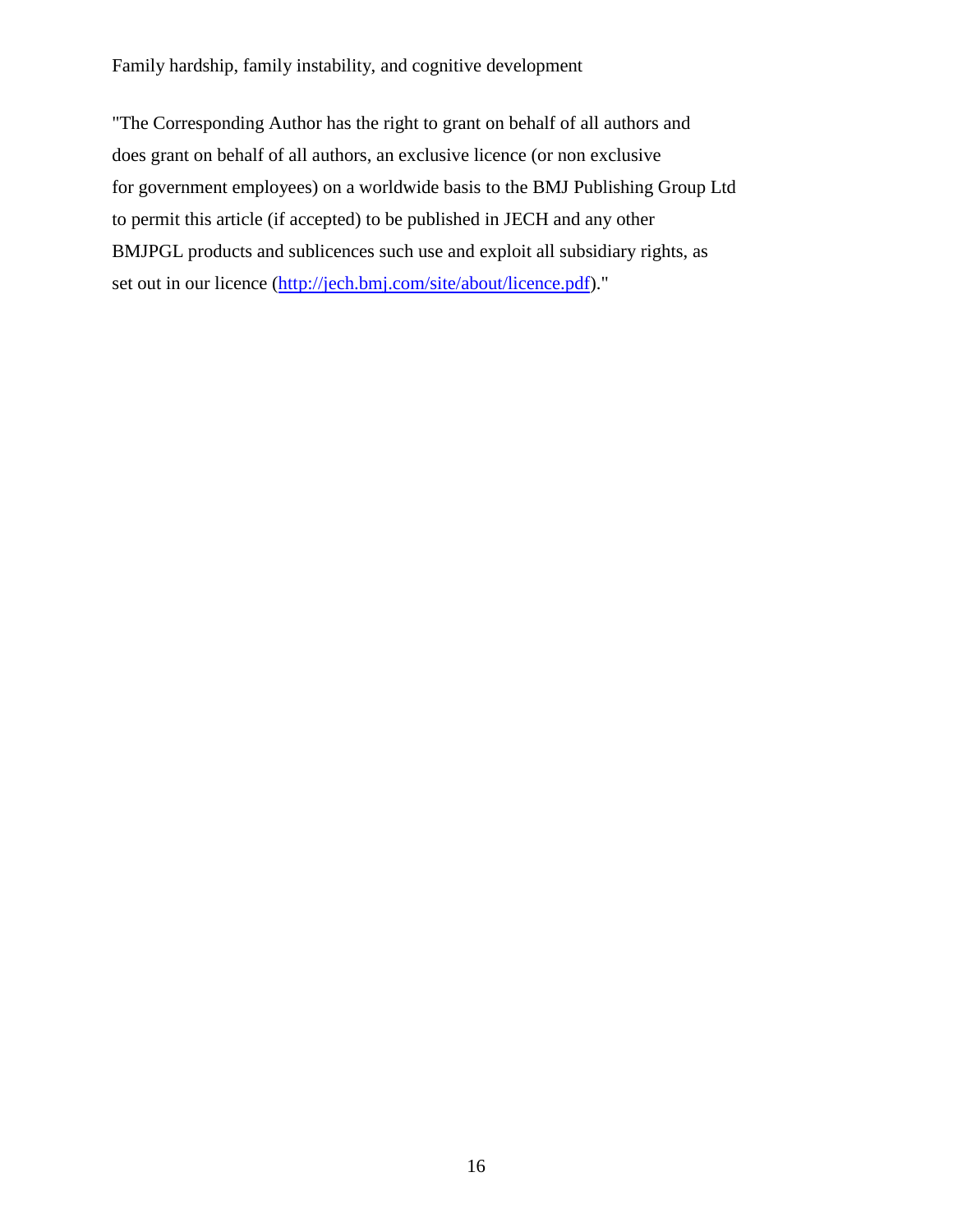"The Corresponding Author has the right to grant on behalf of all authors and does grant on behalf of all authors, an exclusive licence (or non exclusive for government employees) on a worldwide basis to the BMJ Publishing Group Ltd to permit this article (if accepted) to be published in JECH and any other BMJPGL products and sublicences such use and exploit all subsidiary rights, as set out in our licence (http://jech.bmj.com/site/about/licence.pdf)."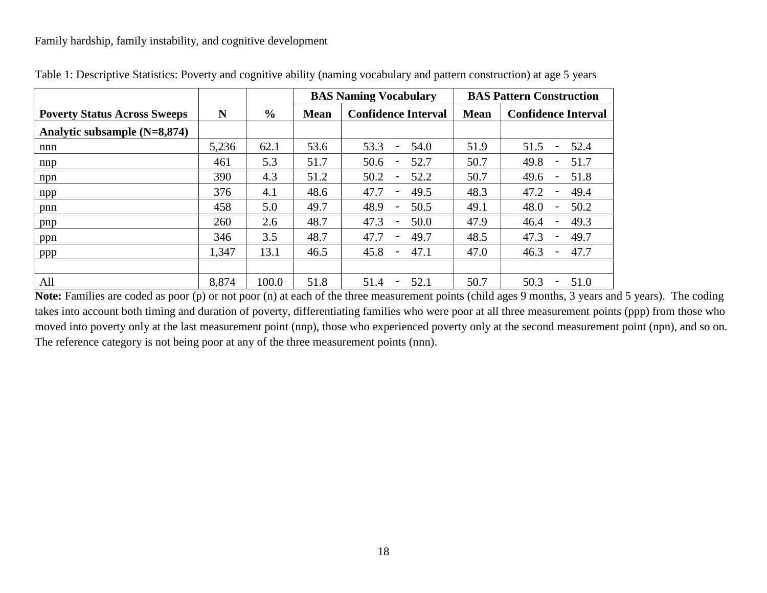Family hardship, family instability, and cognitive development

Table 1: Descriptive Statistics: Poverty and cognitive ability (naming vocabulary and pattern construction) at age 5 years

| | | | BAS Naming Vocabulary | | BAS Pattern Construction | |
|---|---|---|---|---|---|---|
| **Poverty Status Across Sweeps** | **N** | **%** | **Mean** | **Confidence Interval** | **Mean** | **Confidence Interval** |
| **Analytic subsample (N=8,874)** | | | | | | |
| nnn | 5,236 | 62.1 | 53.6 | 53.3 - 54.0 | 51.9 | 51.5 - 52.4 |
| nnp | 461 | 5.3 | 51.7 | 50.6 - 52.7 | 50.7 | 49.8 - 51.7 |
| npn | 390 | 4.3 | 51.2 | 50.2 - 52.2 | 50.7 | 49.6 - 51.8 |
| npp | 376 | 4.1 | 48.6 | 47.7 - 49.5 | 48.3 | 47.2 - 49.4 |
| pnn | 458 | 5.0 | 49.7 | 48.9 - 50.5 | 49.1 | 48.0 - 50.2 |
| pnp | 260 | 2.6 | 48.7 | 47.3 - 50.0 | 47.9 | 46.4 - 49.3 |
| ppn | 346 | 3.5 | 48.7 | 47.7 - 49.7 | 48.5 | 47.3 - 49.7 |
| ppp | 1,347 | 13.1 | 46.5 | 45.8 - 47.1 | 47.0 | 46.3 - 47.7 |
| | | | | | | |
| All | 8,874 | 100.0 | 51.8 | 51.4 - 52.1 | 50.7 | 50.3 - 51.0 |

**Note:** Families are coded as poor (p) or not poor (n) at each of the three measurement points (child ages 9 months, 3 years and 5 years). The coding takes into account both timing and duration of poverty, differentiating families who were poor at all three measurement points (ppp) from those who moved into poverty only at the last measurement point (nnp), those who experienced poverty only at the second measurement point (npn), and so on. The reference category is not being poor at any of the three measurement points (nnn).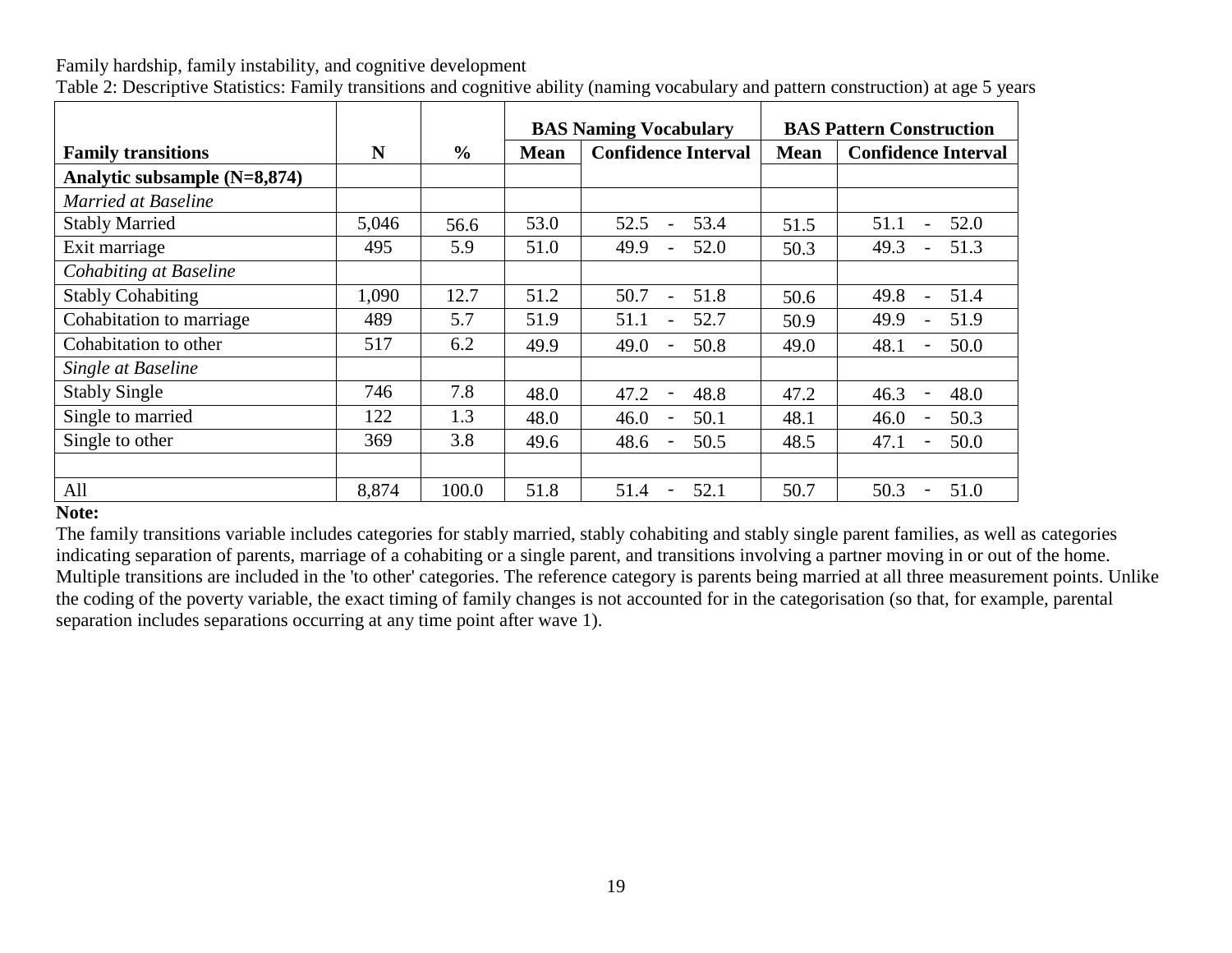Family hardship, family instability, and cognitive development

Table 2: Descriptive Statistics: Family transitions and cognitive ability (naming vocabulary and pattern construction) at age 5 years

| | | | **BAS Naming Vocabulary** | | **BAS Pattern Construction** | |
|---|---|---|---|---|---|---|
| **Family transitions** | **N** | **%** | **Mean** | **Confidence Interval** | **Mean** | **Confidence Interval** |
| **Analytic subsample (N=8,874)** | | | | | | |
| *Married at Baseline* | | | | | | |
| Stably Married | 5,046 | 56.6 | 53.0 | 52.5 - 53.4 | 51.5 | 51.1 - 52.0 |
| Exit marriage | 495 | 5.9 | 51.0 | 49.9 - 52.0 | 50.3 | 49.3 - 51.3 |
| *Cohabiting at Baseline* | | | | | | |
| Stably Cohabiting | 1,090 | 12.7 | 51.2 | 50.7 - 51.8 | 50.6 | 49.8 - 51.4 |
| Cohabitation to marriage | 489 | 5.7 | 51.9 | 51.1 - 52.7 | 50.9 | 49.9 - 51.9 |
| Cohabitation to other | 517 | 6.2 | 49.9 | 49.0 - 50.8 | 49.0 | 48.1 - 50.0 |
| *Single at Baseline* | | | | | | |
| Stably Single | 746 | 7.8 | 48.0 | 47.2 - 48.8 | 47.2 | 46.3 - 48.0 |
| Single to married | 122 | 1.3 | 48.0 | 46.0 - 50.1 | 48.1 | 46.0 - 50.3 |
| Single to other | 369 | 3.8 | 49.6 | 48.6 - 50.5 | 48.5 | 47.1 - 50.0 |
| | | | | | | |
| All | 8,874 | 100.0 | 51.8 | 51.4 - 52.1 | 50.7 | 50.3 - 51.0 |

**Note:**

The family transitions variable includes categories for stably married, stably cohabiting and stably single parent families, as well as categories indicating separation of parents, marriage of a cohabiting or a single parent, and transitions involving a partner moving in or out of the home. Multiple transitions are included in the 'to other' categories. The reference category is parents being married at all three measurement points. Unlike the coding of the poverty variable, the exact timing of family changes is not accounted for in the categorisation (so that, for example, parental separation includes separations occurring at any time point after wave 1).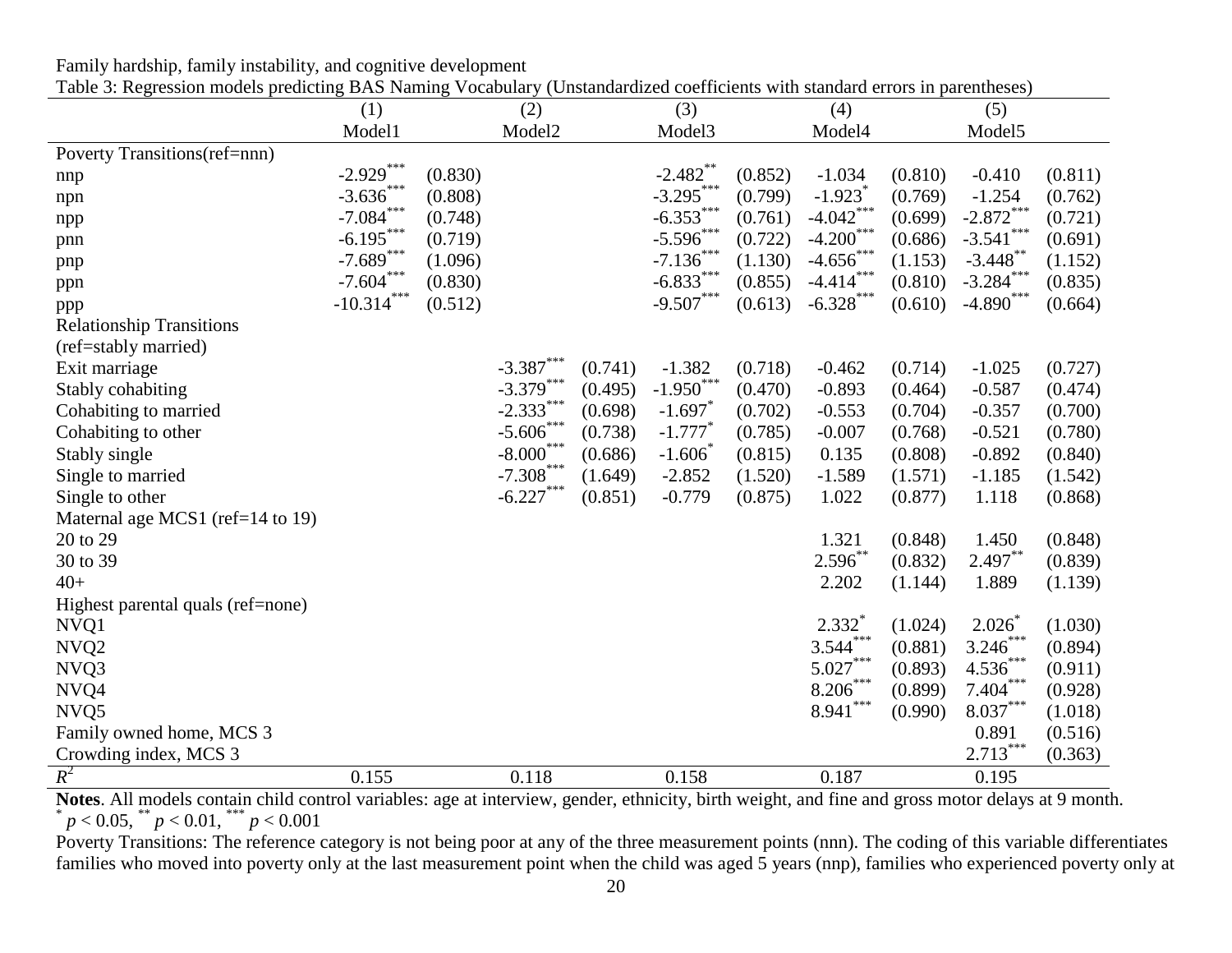Family hardship, family instability, and cognitive development

Table 3: Regression models predicting BAS Naming Vocabulary (Unstandardized coefficients with standard errors in parentheses)

| | (1) | | (2) | | (3) | | (4) | | (5) | |
|---|---|---|---|---|---|---|---|---|---|---|
| | Model1 | | Model2 | | Model3 | | Model4 | | Model5 | |
| Poverty Transitions(ref=nnn) | | | | | | | | | | |
| nnp | -2.929*** | (0.830) | | | -2.482** | (0.852) | -1.034 | (0.810) | -0.410 | (0.811) |
| npn | -3.636*** | (0.808) | | | -3.295*** | (0.799) | -1.923* | (0.769) | -1.254 | (0.762) |
| npp | -7.084*** | (0.748) | | | -6.353*** | (0.761) | -4.042*** | (0.699) | -2.872*** | (0.721) |
| pnn | -6.195*** | (0.719) | | | -5.596*** | (0.722) | -4.200*** | (0.686) | -3.541*** | (0.691) |
| pnp | -7.689*** | (1.096) | | | -7.136*** | (1.130) | -4.656*** | (1.153) | -3.448** | (1.152) |
| ppn | -7.604*** | (0.830) | | | -6.833*** | (0.855) | -4.414*** | (0.810) | -3.284*** | (0.835) |
| ppp | -10.314*** | (0.512) | | | -9.507*** | (0.613) | -6.328*** | (0.610) | -4.890*** | (0.664) |
| Relationship Transitions (ref=stably married) | | | | | | | | | | |
| Exit marriage | | | -3.387*** | (0.741) | -1.382 | (0.718) | -0.462 | (0.714) | -1.025 | (0.727) |
| Stably cohabiting | | | -3.379*** | (0.495) | -1.950*** | (0.470) | -0.893 | (0.464) | -0.587 | (0.474) |
| Cohabiting to married | | | -2.333*** | (0.698) | -1.697* | (0.702) | -0.553 | (0.704) | -0.357 | (0.700) |
| Cohabiting to other | | | -5.606*** | (0.738) | -1.777* | (0.785) | -0.007 | (0.768) | -0.521 | (0.780) |
| Stably single | | | -8.000*** | (0.686) | -1.606* | (0.815) | 0.135 | (0.808) | -0.892 | (0.840) |
| Single to married | | | -7.308*** | (1.649) | -2.852 | (1.520) | -1.589 | (1.571) | -1.185 | (1.542) |
| Single to other | | | -6.227*** | (0.851) | -0.779 | (0.875) | 1.022 | (0.877) | 1.118 | (0.868) |
| Maternal age MCS1 (ref=14 to 19) | | | | | | | | | | |
| 20 to 29 | | | | | | | 1.321 | (0.848) | 1.450 | (0.848) |
| 30 to 39 | | | | | | | 2.596** | (0.832) | 2.497** | (0.839) |
| 40+ | | | | | | | 2.202 | (1.144) | 1.889 | (1.139) |
| Highest parental quals (ref=none) | | | | | | | | | | |
| NVQ1 | | | | | | | 2.332* | (1.024) | 2.026* | (1.030) |
| NVQ2 | | | | | | | 3.544*** | (0.881) | 3.246*** | (0.894) |
| NVQ3 | | | | | | | 5.027*** | (0.893) | 4.536*** | (0.911) |
| NVQ4 | | | | | | | 8.206*** | (0.899) | 7.404*** | (0.928) |
| NVQ5 | | | | | | | 8.941*** | (0.990) | 8.037*** | (1.018) |
| Family owned home, MCS 3 | | | | | | | | | 0.891 | (0.516) |
| Crowding index, MCS 3 | | | | | | | | | 2.713*** | (0.363) |
| $R^2$ | 0.155 | | 0.118 | | 0.158 | | 0.187 | | 0.195 | |

**Notes**. All models contain child control variables: age at interview, gender, ethnicity, birth weight, and fine and gross motor delays at 9 month.
* $p < 0.05$, ** $p < 0.01$, *** $p < 0.001$

Poverty Transitions: The reference category is not being poor at any of the three measurement points (nnn). The coding of this variable differentiates families who moved into poverty only at the last measurement point when the child was aged 5 years (nnp), families who experienced poverty only at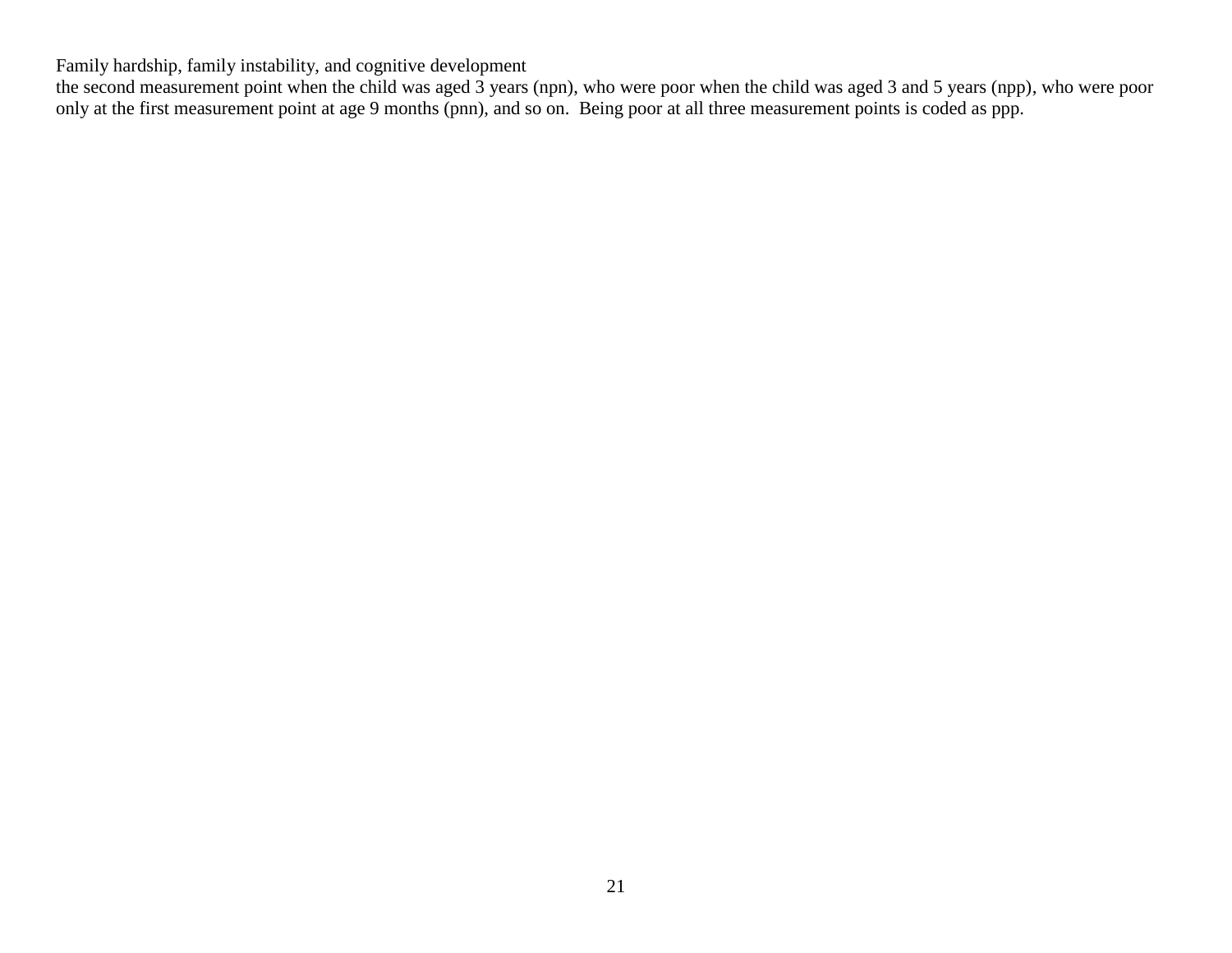the second measurement point when the child was aged 3 years (npn), who were poor when the child was aged 3 and 5 years (npp), who were poor only at the first measurement point at age 9 months (pnn), and so on.  Being poor at all three measurement points is coded as ppp.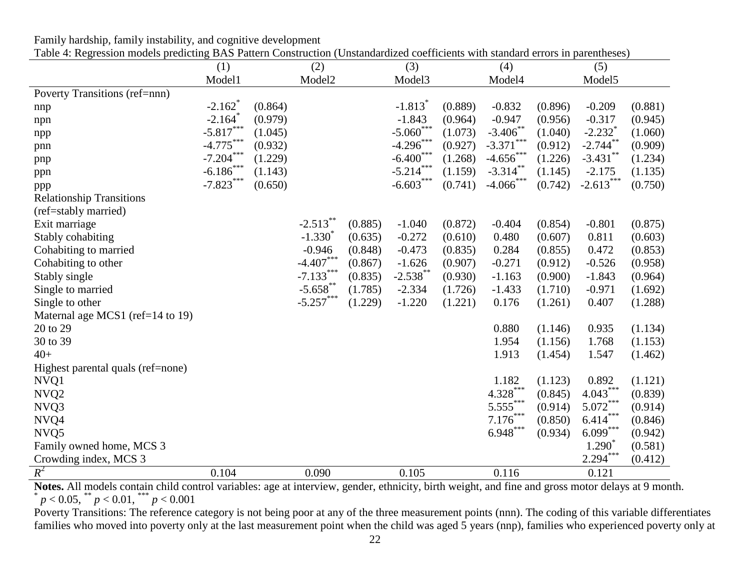Family hardship, family instability, and cognitive development

Table 4: Regression models predicting BAS Pattern Construction (Unstandardized coefficients with standard errors in parentheses)

| | (1) | | (2) | | (3) | | (4) | | (5) | |
|---|---|---|---|---|---|---|---|---|---|---|
| | Model1 | | Model2 | | Model3 | | Model4 | | Model5 | |
| Poverty Transitions (ref=nnn) | | | | | | | | | | |
| nnp | -2.162* | (0.864) | | | -1.813* | (0.889) | -0.832 | (0.896) | -0.209 | (0.881) |
| npn | -2.164* | (0.979) | | | -1.843 | (0.964) | -0.947 | (0.956) | -0.317 | (0.945) |
| npp | -5.817*** | (1.045) | | | -5.060*** | (1.073) | -3.406** | (1.040) | -2.232* | (1.060) |
| pnn | -4.775*** | (0.932) | | | -4.296*** | (0.927) | -3.371*** | (0.912) | -2.744** | (0.909) |
| pnp | -7.204*** | (1.229) | | | -6.400*** | (1.268) | -4.656*** | (1.226) | -3.431** | (1.234) |
| ppn | -6.186*** | (1.143) | | | -5.214*** | (1.159) | -3.314** | (1.145) | -2.175 | (1.135) |
| ppp | -7.823*** | (0.650) | | | -6.603*** | (0.741) | -4.066*** | (0.742) | -2.613*** | (0.750) |
| Relationship Transitions (ref=stably married) | | | | | | | | | | |
| Exit marriage | | | -2.513** | (0.885) | -1.040 | (0.872) | -0.404 | (0.854) | -0.801 | (0.875) |
| Stably cohabiting | | | -1.330* | (0.635) | -0.272 | (0.610) | 0.480 | (0.607) | 0.811 | (0.603) |
| Cohabiting to married | | | -0.946 | (0.848) | -0.473 | (0.835) | 0.284 | (0.855) | 0.472 | (0.853) |
| Cohabiting to other | | | -4.407*** | (0.867) | -1.626 | (0.907) | -0.271 | (0.912) | -0.526 | (0.958) |
| Stably single | | | -7.133*** | (0.835) | -2.538** | (0.930) | -1.163 | (0.900) | -1.843 | (0.964) |
| Single to married | | | -5.658** | (1.785) | -2.334 | (1.726) | -1.433 | (1.710) | -0.971 | (1.692) |
| Single to other | | | -5.257*** | (1.229) | -1.220 | (1.221) | 0.176 | (1.261) | 0.407 | (1.288) |
| Maternal age MCS1 (ref=14 to 19) | | | | | | | | | | |
| 20 to 29 | | | | | | | 0.880 | (1.146) | 0.935 | (1.134) |
| 30 to 39 | | | | | | | 1.954 | (1.156) | 1.768 | (1.153) |
| 40+ | | | | | | | 1.913 | (1.454) | 1.547 | (1.462) |
| Highest parental quals (ref=none) | | | | | | | | | | |
| NVQ1 | | | | | | | 1.182 | (1.123) | 0.892 | (1.121) |
| NVQ2 | | | | | | | 4.328*** | (0.845) | 4.043*** | (0.839) |
| NVQ3 | | | | | | | 5.555*** | (0.914) | 5.072*** | (0.914) |
| NVQ4 | | | | | | | 7.176*** | (0.850) | 6.414*** | (0.846) |
| NVQ5 | | | | | | | 6.948*** | (0.934) | 6.099*** | (0.942) |
| Family owned home, MCS 3 | | | | | | | | | 1.290* | (0.581) |
| Crowding index, MCS 3 | | | | | | | | | 2.294*** | (0.412) |
| $R^2$ | 0.104 | | 0.090 | | 0.105 | | 0.116 | | 0.121 | |

**Notes.** All models contain child control variables: age at interview, gender, ethnicity, birth weight, and fine and gross motor delays at 9 month.
* $p < 0.05$, ** $p < 0.01$, *** $p < 0.001$

Poverty Transitions: The reference category is not being poor at any of the three measurement points (nnn). The coding of this variable differentiates families who moved into poverty only at the last measurement point when the child was aged 5 years (nnp), families who experienced poverty only at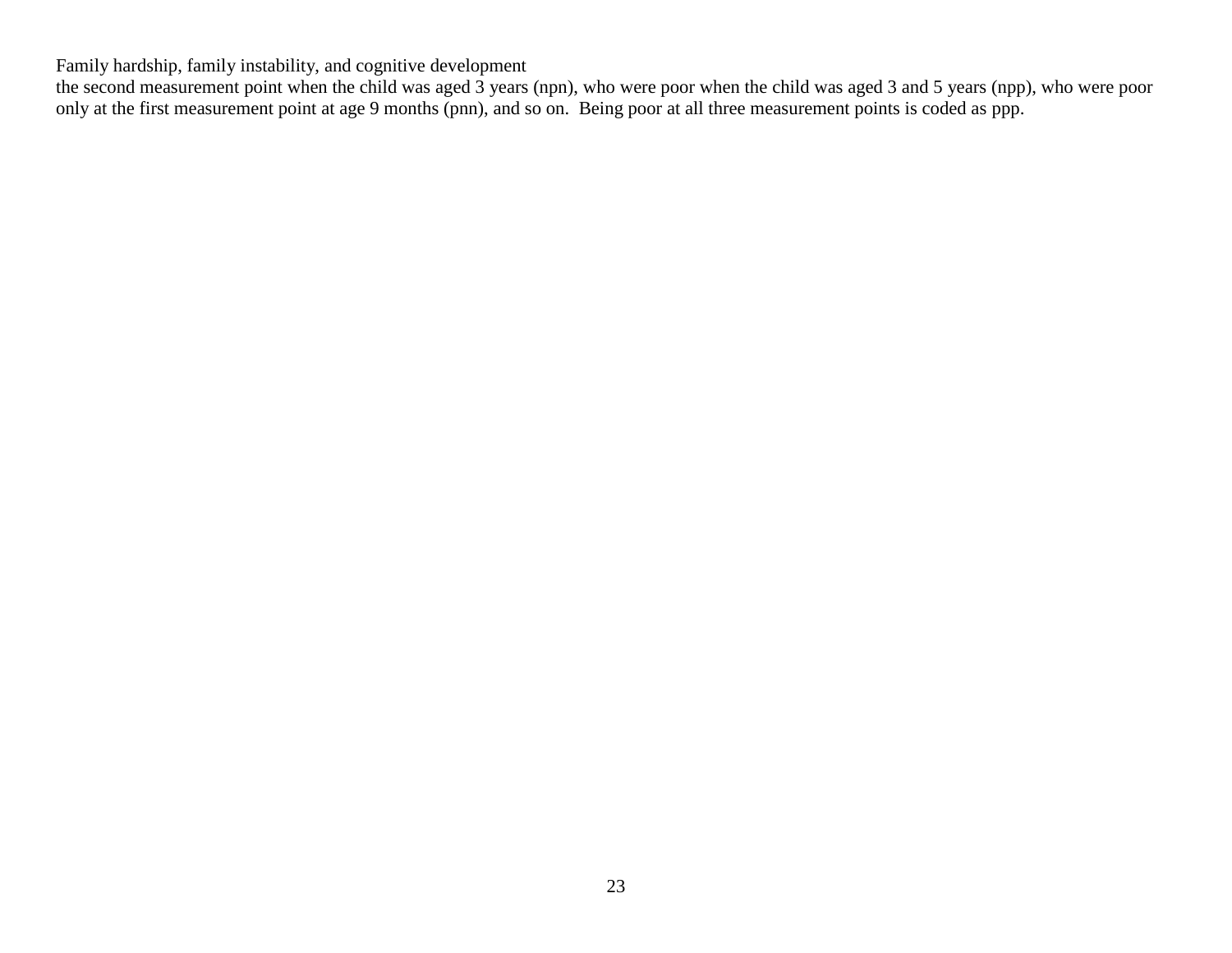the second measurement point when the child was aged 3 years (npn), who were poor when the child was aged 3 and 5 years (npp), who were poor only at the first measurement point at age 9 months (pnn), and so on. Being poor at all three measurement points is coded as ppp.